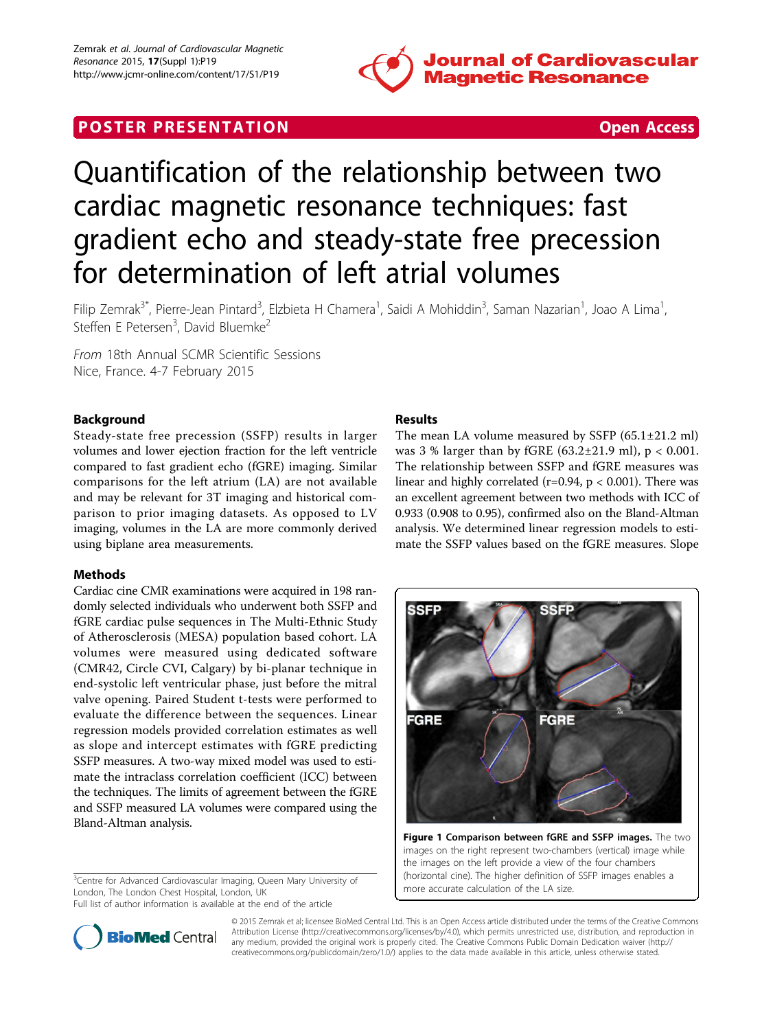POSTER PRESENTATION — Open Access

# Quantification of the relationship between two cardiac magnetic resonance techniques: fast gradient echo and steady-state free precession for determination of left atrial volumes

Filip Zemrak[3*], Pierre-Jean Pintard[3], Elzbieta H Chamera[1], Saidi A Mohiddin[3], Saman Nazarian[1], Joao A Lima[1], Steffen E Petersen[3], David Bluemke[2]

*From* 18th Annual SCMR Scientific Sessions
Nice, France. 4-7 February 2015

## Background

Steady-state free precession (SSFP) results in larger volumes and lower ejection fraction for the left ventricle compared to fast gradient echo (fGRE) imaging. Similar comparisons for the left atrium (LA) are not available and may be relevant for 3T imaging and historical comparison to prior imaging datasets. As opposed to LV imaging, volumes in the LA are more commonly derived using biplane area measurements.

## Methods

Cardiac cine CMR examinations were acquired in 198 randomly selected individuals who underwent both SSFP and fGRE cardiac pulse sequences in The Multi-Ethnic Study of Atherosclerosis (MESA) population based cohort. LA volumes were measured using dedicated software (CMR42, Circle CVI, Calgary) by bi-planar technique in end-systolic left ventricular phase, just before the mitral valve opening. Paired Student t-tests were performed to evaluate the difference between the sequences. Linear regression models provided correlation estimates as well as slope and intercept estimates with fGRE predicting SSFP measures. A two-way mixed model was used to estimate the intraclass correlation coefficient (ICC) between the techniques. The limits of agreement between the fGRE and SSFP measured LA volumes were compared using the Bland-Altman analysis.

## Results

The mean LA volume measured by SSFP (65.1±21.2 ml) was 3 % larger than by fGRE (63.2±21.9 ml), $p < 0.001$. The relationship between SSFP and fGRE measures was linear and highly correlated ($r=0.94$, $p < 0.001$). There was an excellent agreement between two methods with ICC of 0.933 (0.908 to 0.95), confirmed also on the Bland-Altman analysis. We determined linear regression models to estimate the SSFP values based on the fGRE measures. Slope

**Figure 1 Comparison between fGRE and SSFP images.** The two images on the right represent two-chambers (vertical) image while the images on the left provide a view of the four chambers (horizontal cine). The higher definition of SSFP images enables a more accurate calculation of the LA size.

[3]Centre for Advanced Cardiovascular Imaging, Queen Mary University of London, The London Chest Hospital, London, UK
Full list of author information is available at the end of the article

© 2015 Zemrak et al; licensee BioMed Central Ltd. This is an Open Access article distributed under the terms of the Creative Commons Attribution License (http://creativecommons.org/licenses/by/4.0), which permits unrestricted use, distribution, and reproduction in any medium, provided the original work is properly cited. The Creative Commons Public Domain Dedication waiver (http://creativecommons.org/publicdomain/zero/1.0/) applies to the data made available in this article, unless otherwise stated.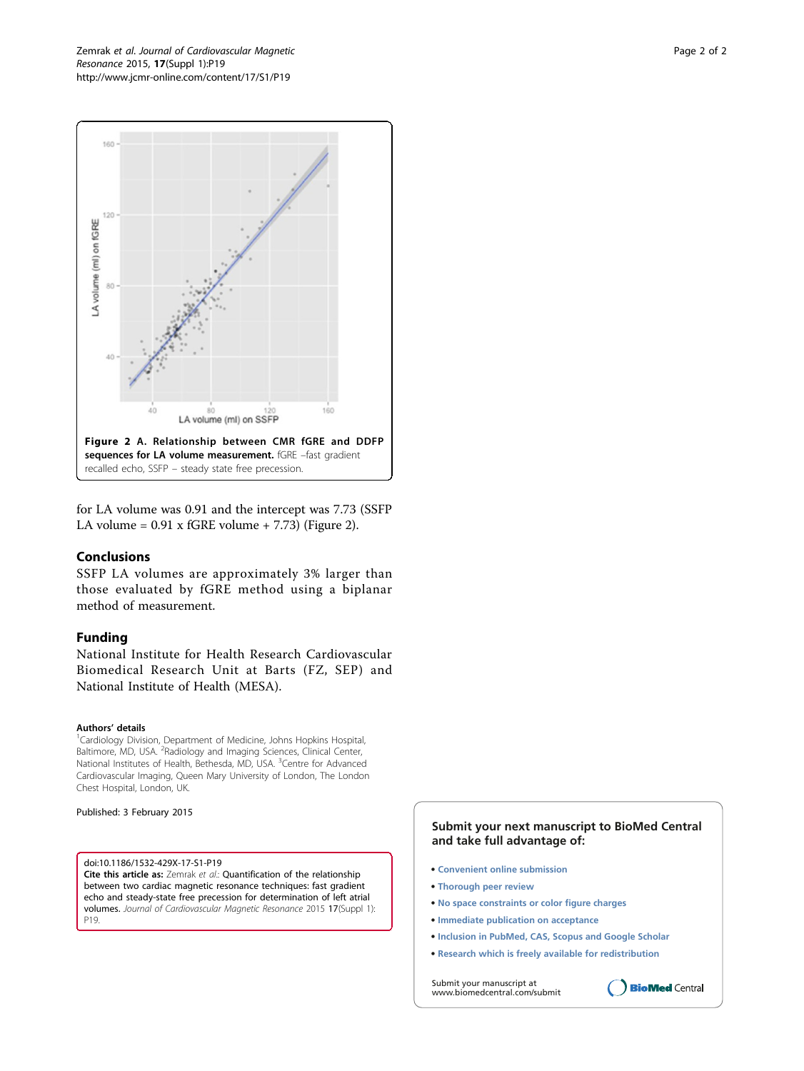LA volume (ml) on fGRE

160

120

80

40

40

80

120

160

LA volume (ml) on SSFP

**Figure 2 A. Relationship between CMR fGRE and DDFP sequences for LA volume measurement.** fGRE –fast gradient recalled echo, SSFP – steady state free precession.

for LA volume was 0.91 and the intercept was 7.73 (SSFP LA volume = 0.91 x fGRE volume + 7.73) (Figure 2).

## Conclusions

SSFP LA volumes are approximately 3% larger than those evaluated by fGRE method using a biplanar method of measurement.

## Funding

National Institute for Health Research Cardiovascular Biomedical Research Unit at Barts (FZ, SEP) and National Institute of Health (MESA).

### Authors' details

[1]Cardiology Division, Department of Medicine, Johns Hopkins Hospital, Baltimore, MD, USA. [2]Radiology and Imaging Sciences, Clinical Center, National Institutes of Health, Bethesda, MD, USA. [3]Centre for Advanced Cardiovascular Imaging, Queen Mary University of London, The London Chest Hospital, London, UK.

Published: 3 February 2015

doi:10.1186/1532-429X-17-S1-P19

**Cite this article as:** Zemrak *et al.*: Quantification of the relationship between two cardiac magnetic resonance techniques: fast gradient echo and steady-state free precession for determination of left atrial volumes. *Journal of Cardiovascular Magnetic Resonance* 2015 **17**(Suppl 1): P19.

**Submit your next manuscript to BioMed Central and take full advantage of:**

- Convenient online submission
- Thorough peer review
- No space constraints or color figure charges
- Immediate publication on acceptance
- Inclusion in PubMed, CAS, Scopus and Google Scholar
- Research which is freely available for redistribution

Submit your manuscript at www.biomedcentral.com/submit

BioMed Central